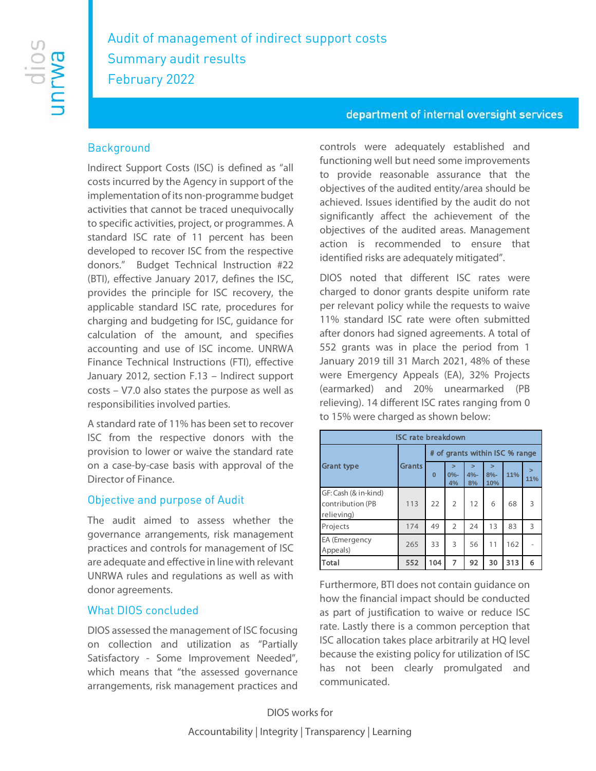# Audit of management of indirect support costs

## Summary audit results

## February 2022

department of internal oversight services

### Background

Indirect Support Costs (ISC) is defined as "all costs incurred by the Agency in support of the implementation of its non-programme budget activities that cannot be traced unequivocally to specific activities, project, or programmes. A standard ISC rate of 11 percent has been developed to recover ISC from the respective donors." Budget Technical Instruction #22 (BTI), effective January 2017, defines the ISC, provides the principle for ISC recovery, the applicable standard ISC rate, procedures for charging and budgeting for ISC, guidance for calculation of the amount, and specifies accounting and use of ISC income. UNRWA Finance Technical Instructions (FTI), effective January 2012, section F.13 – Indirect support costs – V7.0 also states the purpose as well as responsibilities involved parties.

A standard rate of 11% has been set to recover ISC from the respective donors with the provision to lower or waive the standard rate on a case-by-case basis with approval of the Director of Finance.

### Objective and purpose of Audit

The audit aimed to assess whether the governance arrangements, risk management practices and controls for management of ISC are adequate and effective in line with relevant UNRWA rules and regulations as well as with donor agreements.

### What DIOS concluded

DIOS assessed the management of ISC focusing on collection and utilization as "Partially Satisfactory - Some Improvement Needed", which means that "the assessed governance arrangements, risk management practices and controls were adequately established and functioning well but need some improvements to provide reasonable assurance that the objectives of the audited entity/area should be achieved. Issues identified by the audit do not significantly affect the achievement of the objectives of the audited areas. Management action is recommended to ensure that identified risks are adequately mitigated".

DIOS noted that different ISC rates were charged to donor grants despite uniform rate per relevant policy while the requests to waive 11% standard ISC rate were often submitted after donors had signed agreements. A total of 552 grants was in place the period from 1 January 2019 till 31 March 2021, 48% of these were Emergency Appeals (EA), 32% Projects (earmarked) and 20% unearmarked (PB relieving). 14 different ISC rates ranging from 0 to 15% were charged as shown below:

| ISC rate breakdown | | | | | | | |
|---|---|---|---|---|---|---|---|
| Grant type | Grants | # of grants within ISC % range | | | | | |
| | | 0 | > 0%-4% | > 4%-8% | > 8%-10% | 11% | > 11% |
| GF: Cash (& in-kind) contribution (PB relieving) | 113 | 22 | 2 | 12 | 6 | 68 | 3 |
| Projects | 174 | 49 | 2 | 24 | 13 | 83 | 3 |
| EA (Emergency Appeals) | 265 | 33 | 3 | 56 | 11 | 162 | - |
| **Total** | **552** | **104** | **7** | **92** | **30** | **313** | **6** |

Furthermore, BTI does not contain guidance on how the financial impact should be conducted as part of justification to waive or reduce ISC rate. Lastly there is a common perception that ISC allocation takes place arbitrarily at HQ level because the existing policy for utilization of ISC has not been clearly promulgated and communicated.

DIOS works for

Accountability | Integrity | Transparency | Learning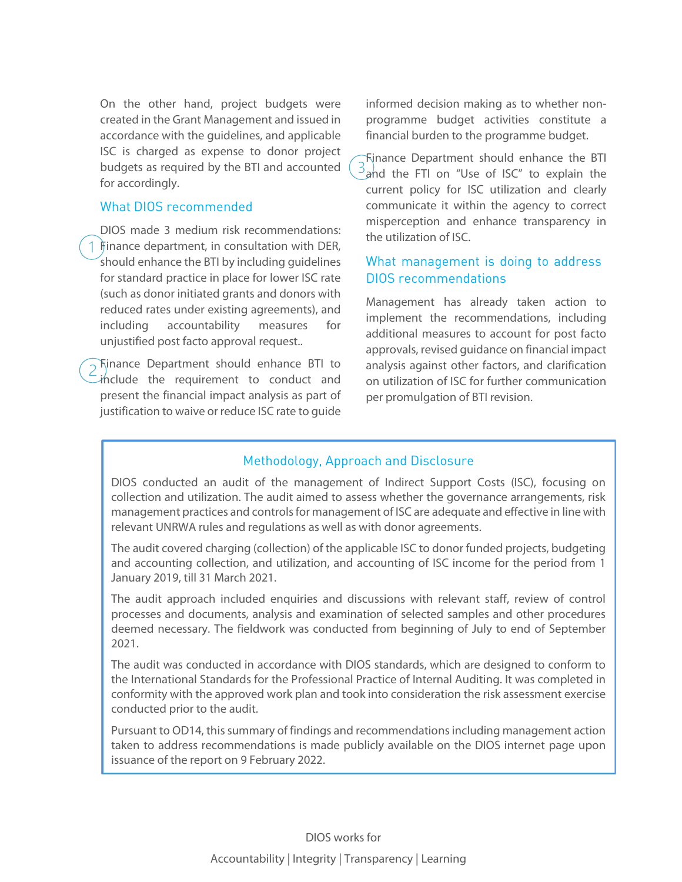On the other hand, project budgets were created in the Grant Management and issued in accordance with the guidelines, and applicable ISC is charged as expense to donor project budgets as required by the BTI and accounted for accordingly.

## What DIOS recommended

DIOS made 3 medium risk recommendations:

1. Finance department, in consultation with DER, should enhance the BTI by including guidelines for standard practice in place for lower ISC rate (such as donor initiated grants and donors with reduced rates under existing agreements), and including accountability measures for unjustified post facto approval request..

2. Finance Department should enhance BTI to include the requirement to conduct and present the financial impact analysis as part of justification to waive or reduce ISC rate to guide informed decision making as to whether non-programme budget activities constitute a financial burden to the programme budget.

3. Finance Department should enhance the BTI and the FTI on "Use of ISC" to explain the current policy for ISC utilization and clearly communicate it within the agency to correct misperception and enhance transparency in the utilization of ISC.

## What management is doing to address DIOS recommendations

Management has already taken action to implement the recommendations, including additional measures to account for post facto approvals, revised guidance on financial impact analysis against other factors, and clarification on utilization of ISC for further communication per promulgation of BTI revision.

## Methodology, Approach and Disclosure

DIOS conducted an audit of the management of Indirect Support Costs (ISC), focusing on collection and utilization. The audit aimed to assess whether the governance arrangements, risk management practices and controls for management of ISC are adequate and effective in line with relevant UNRWA rules and regulations as well as with donor agreements.

The audit covered charging (collection) of the applicable ISC to donor funded projects, budgeting and accounting collection, and utilization, and accounting of ISC income for the period from 1 January 2019, till 31 March 2021.

The audit approach included enquiries and discussions with relevant staff, review of control processes and documents, analysis and examination of selected samples and other procedures deemed necessary. The fieldwork was conducted from beginning of July to end of September 2021.

The audit was conducted in accordance with DIOS standards, which are designed to conform to the International Standards for the Professional Practice of Internal Auditing. It was completed in conformity with the approved work plan and took into consideration the risk assessment exercise conducted prior to the audit.

Pursuant to OD14, this summary of findings and recommendations including management action taken to address recommendations is made publicly available on the DIOS internet page upon issuance of the report on 9 February 2022.

DIOS works for

Accountability | Integrity | Transparency | Learning